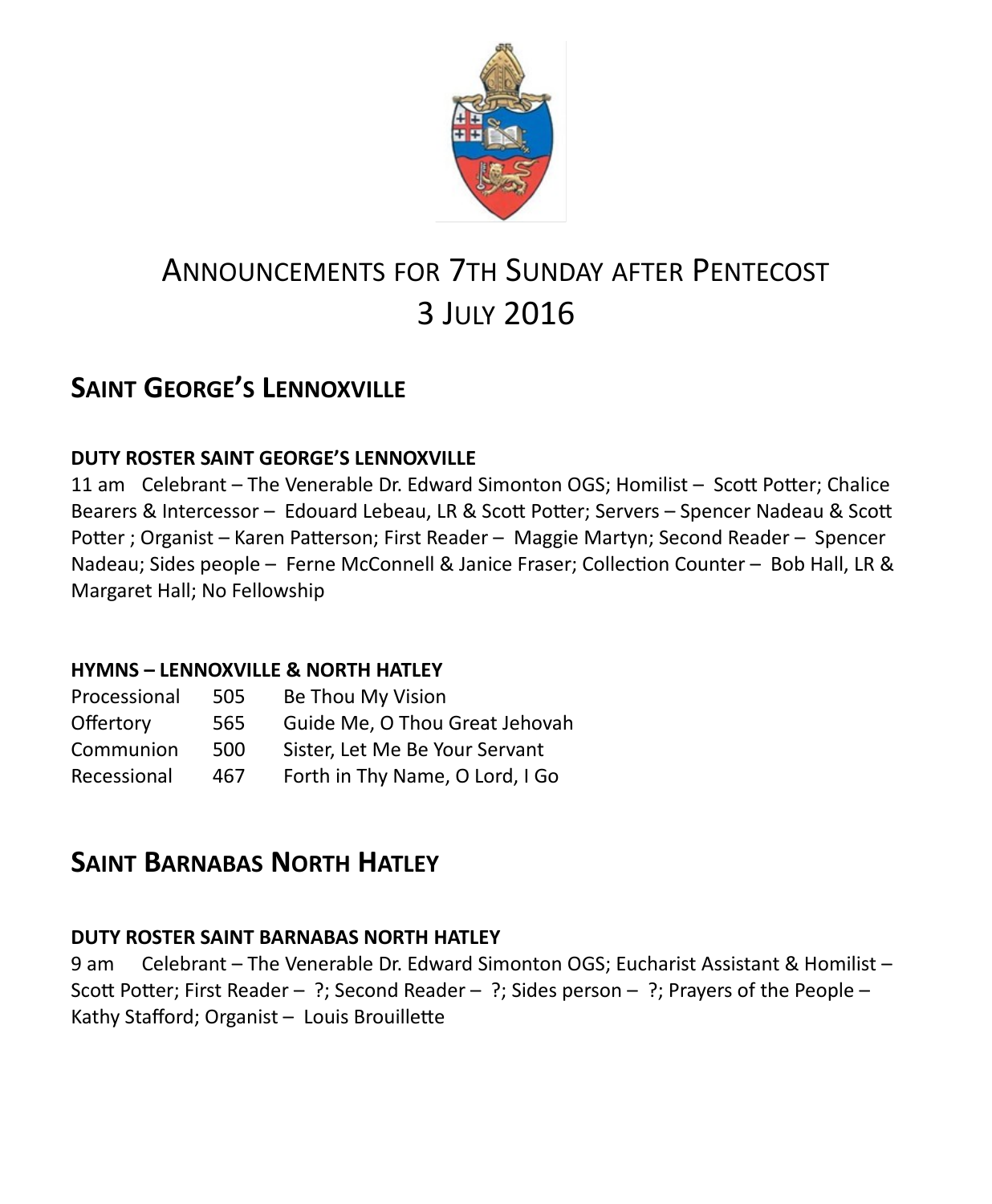# Announcements for 7th Sunday after Pentecost
# 3 July 2016

## Saint George's Lennoxville

### DUTY ROSTER SAINT GEORGE'S LENNOXVILLE

11 am Celebrant – The Venerable Dr. Edward Simonton OGS; Homilist – Scott Potter; Chalice Bearers & Intercessor – Edouard Lebeau, LR & Scott Potter; Servers – Spencer Nadeau & Scott Potter ; Organist – Karen Patterson; First Reader – Maggie Martyn; Second Reader – Spencer Nadeau; Sides people – Ferne McConnell & Janice Fraser; Collection Counter – Bob Hall, LR & Margaret Hall; No Fellowship

### HYMNS – LENNOXVILLE & NORTH HATLEY

| | | |
|---|---|---|
| Processional | 505 | Be Thou My Vision |
| Offertory | 565 | Guide Me, O Thou Great Jehovah |
| Communion | 500 | Sister, Let Me Be Your Servant |
| Recessional | 467 | Forth in Thy Name, O Lord, I Go |

## Saint Barnabas North Hatley

### DUTY ROSTER SAINT BARNABAS NORTH HATLEY

9 am Celebrant – The Venerable Dr. Edward Simonton OGS; Eucharist Assistant & Homilist – Scott Potter; First Reader – ?; Second Reader – ?; Sides person – ?; Prayers of the People – Kathy Stafford; Organist – Louis Brouillette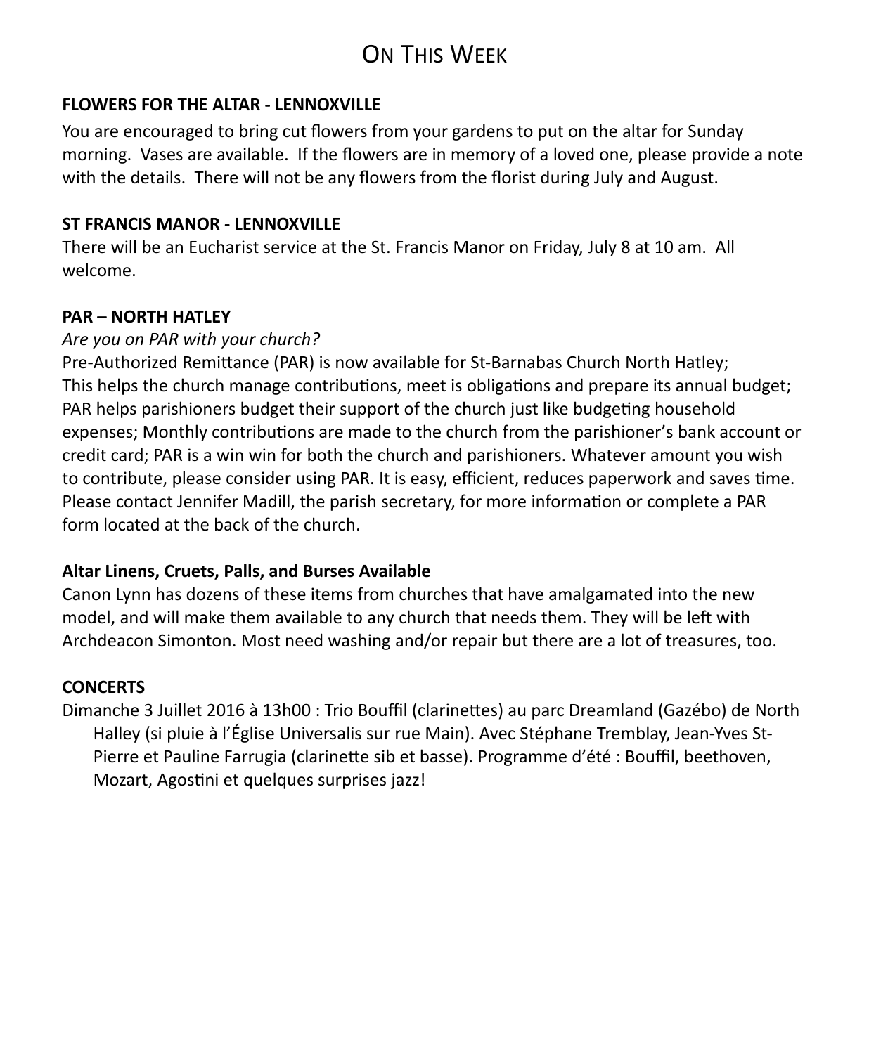# On This Week

**FLOWERS FOR THE ALTAR - LENNOXVILLE**

You are encouraged to bring cut flowers from your gardens to put on the altar for Sunday morning. Vases are available. If the flowers are in memory of a loved one, please provide a note with the details. There will not be any flowers from the florist during July and August.

**ST FRANCIS MANOR - LENNOXVILLE**

There will be an Eucharist service at the St. Francis Manor on Friday, July 8 at 10 am. All welcome.

**PAR – NORTH HATLEY**

*Are you on PAR with your church?*

Pre-Authorized Remittance (PAR) is now available for St-Barnabas Church North Hatley; This helps the church manage contributions, meet is obligations and prepare its annual budget; PAR helps parishioners budget their support of the church just like budgeting household expenses; Monthly contributions are made to the church from the parishioner's bank account or credit card; PAR is a win win for both the church and parishioners. Whatever amount you wish to contribute, please consider using PAR. It is easy, efficient, reduces paperwork and saves time. Please contact Jennifer Madill, the parish secretary, for more information or complete a PAR form located at the back of the church.

**Altar Linens, Cruets, Palls, and Burses Available**

Canon Lynn has dozens of these items from churches that have amalgamated into the new model, and will make them available to any church that needs them. They will be left with Archdeacon Simonton. Most need washing and/or repair but there are a lot of treasures, too.

**CONCERTS**

Dimanche 3 Juillet 2016 à 13h00 : Trio Bouffil (clarinettes) au parc Dreamland (Gazébo) de North Halley (si pluie à l'Église Universalis sur rue Main). Avec Stéphane Tremblay, Jean-Yves St-Pierre et Pauline Farrugia (clarinette sib et basse). Programme d'été : Bouffil, beethoven, Mozart, Agostini et quelques surprises jazz!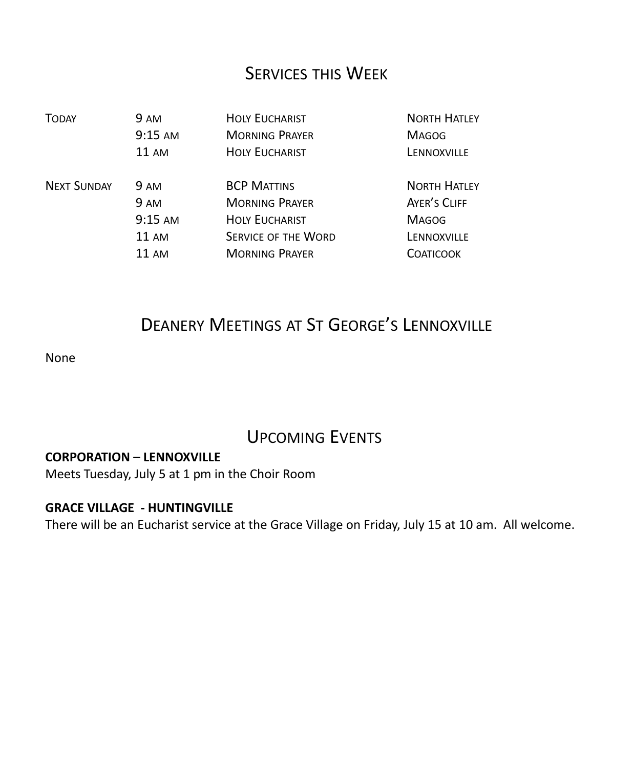## Services this Week

| | | | |
|---|---|---|---|
| Today | 9 am | Holy Eucharist | North Hatley |
| | 9:15 am | Morning Prayer | Magog |
| | 11 am | Holy Eucharist | Lennoxville |
| Next Sunday | 9 am | BCP Mattins | North Hatley |
| | 9 am | Morning Prayer | Ayer's Cliff |
| | 9:15 am | Holy Eucharist | Magog |
| | 11 am | Service of the Word | Lennoxville |
| | 11 am | Morning Prayer | Coaticook |

## Deanery Meetings at St George's Lennoxville

None

## Upcoming Events

**CORPORATION – LENNOXVILLE**
Meets Tuesday, July 5 at 1 pm in the Choir Room

**GRACE VILLAGE - HUNTINGVILLE**
There will be an Eucharist service at the Grace Village on Friday, July 15 at 10 am. All welcome.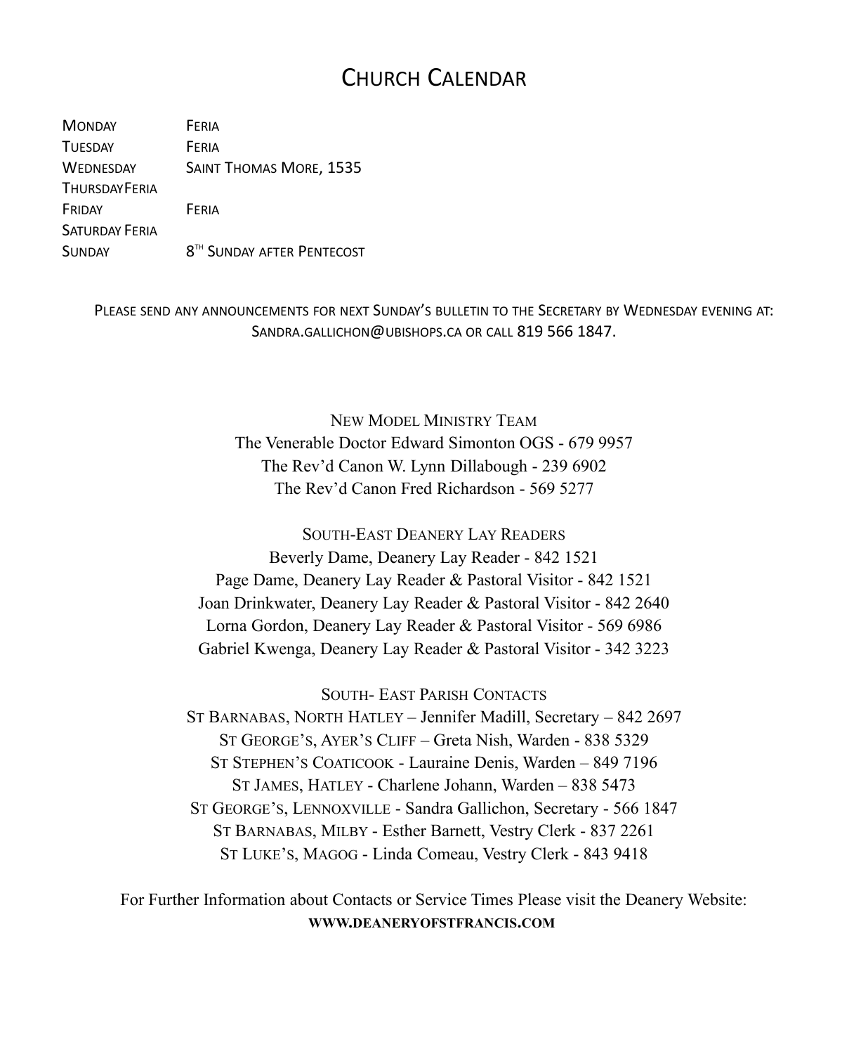# Church Calendar

| | |
|---|---|
| Monday | Feria |
| Tuesday | Feria |
| Wednesday | Saint Thomas More, 1535 |
| Thursday | Feria |
| Friday | Feria |
| Saturday | Feria |
| Sunday | 8th Sunday after Pentecost |

Please send any announcements for next Sunday's bulletin to the Secretary by Wednesday evening at: Sandra.gallichon@ubishops.ca or call 819 566 1847.

New Model Ministry Team

The Venerable Doctor Edward Simonton OGS - 679 9957
The Rev'd Canon W. Lynn Dillabough - 239 6902
The Rev'd Canon Fred Richardson - 569 5277

South-East Deanery Lay Readers

Beverly Dame, Deanery Lay Reader - 842 1521
Page Dame, Deanery Lay Reader & Pastoral Visitor - 842 1521
Joan Drinkwater, Deanery Lay Reader & Pastoral Visitor - 842 2640
Lorna Gordon, Deanery Lay Reader & Pastoral Visitor - 569 6986
Gabriel Kwenga, Deanery Lay Reader & Pastoral Visitor - 342 3223

South- East Parish Contacts

St Barnabas, North Hatley – Jennifer Madill, Secretary – 842 2697
St George's, Ayer's Cliff – Greta Nish, Warden - 838 5329
St Stephen's Coaticook - Lauraine Denis, Warden – 849 7196
St James, Hatley - Charlene Johann, Warden – 838 5473
St George's, Lennoxville - Sandra Gallichon, Secretary - 566 1847
St Barnabas, Milby - Esther Barnett, Vestry Clerk - 837 2261
St Luke's, Magog - Linda Comeau, Vestry Clerk - 843 9418

For Further Information about Contacts or Service Times Please visit the Deanery Website:
**WWW.DEANERYOFSTFRANCIS.COM**